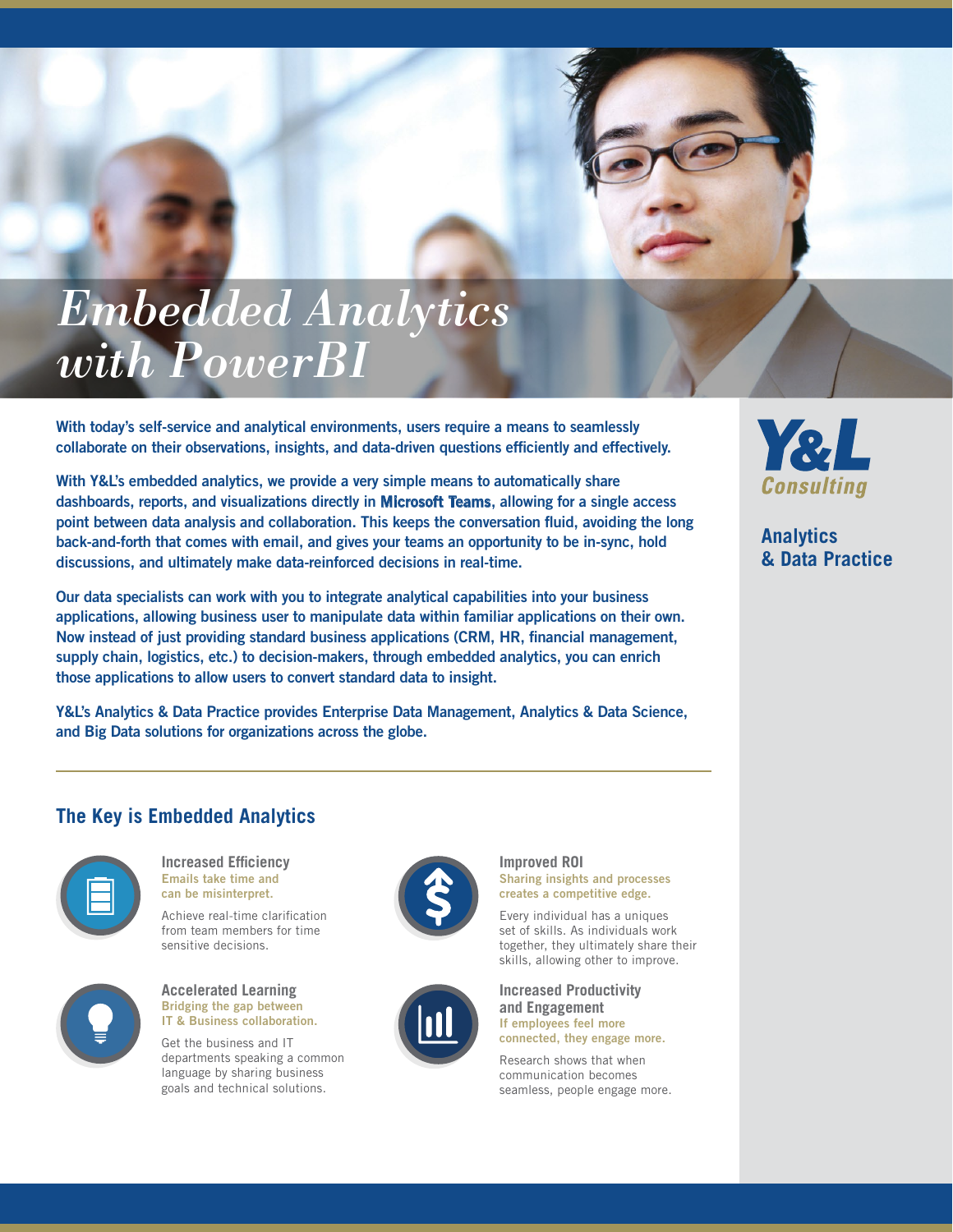# Embedded Analytics with PowerBI

**Y&L Consulting**

**Analytics & Data Practice**

**With today's self-service and analytical environments, users require a means to seamlessly collaborate on their observations, insights, and data-driven questions efficiently and effectively.**

**With Y&L's embedded analytics, we provide a very simple means to automatically share dashboards, reports, and visualizations directly in Microsoft Teams, allowing for a single access point between data analysis and collaboration. This keeps the conversation fluid, avoiding the long back-and-forth that comes with email, and gives your teams an opportunity to be in-sync, hold discussions, and ultimately make data-reinforced decisions in real-time.**

**Our data specialists can work with you to integrate analytical capabilities into your business applications, allowing business user to manipulate data within familiar applications on their own. Now instead of just providing standard business applications (CRM, HR, financial management, supply chain, logistics, etc.) to decision-makers, through embedded analytics, you can enrich those applications to allow users to convert standard data to insight.**

**Y&L's Analytics & Data Practice provides Enterprise Data Management, Analytics & Data Science, and Big Data solutions for organizations across the globe.**

## The Key is Embedded Analytics

### Increased Efficiency

**Emails take time and can be misinterpret.**

Achieve real-time clarification from team members for time sensitive decisions.

### Accelerated Learning

**Bridging the gap between IT & Business collaboration.**

Get the business and IT departments speaking a common language by sharing business goals and technical solutions.

### Improved ROI

**Sharing insights and processes creates a competitive edge.**

Every individual has a uniques set of skills. As individuals work together, they ultimately share their skills, allowing other to improve.

### Increased Productivity and Engagement

**If employees feel more connected, they engage more.**

Research shows that when communication becomes seamless, people engage more.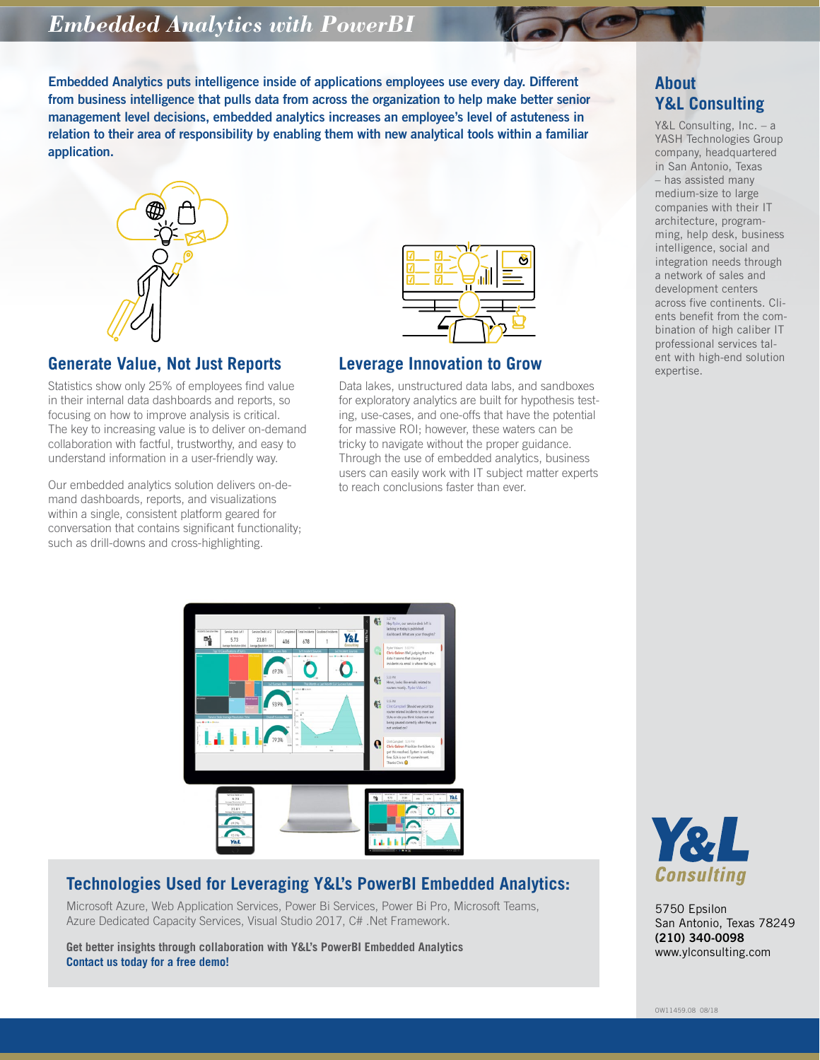# Embedded Analytics with PowerBI

**Embedded Analytics puts intelligence inside of applications employees use every day. Different from business intelligence that pulls data from across the organization to help make better senior management level decisions, embedded analytics increases an employee's level of astuteness in relation to their area of responsibility by enabling them with new analytical tools within a familiar application.**

## Generate Value, Not Just Reports

Statistics show only 25% of employees find value in their internal data dashboards and reports, so focusing on how to improve analysis is critical. The key to increasing value is to deliver on-demand collaboration with factful, trustworthy, and easy to understand information in a user-friendly way.

Our embedded analytics solution delivers on-demand dashboards, reports, and visualizations within a single, consistent platform geared for conversation that contains significant functionality; such as drill-downs and cross-highlighting.

## Leverage Innovation to Grow

Data lakes, unstructured data labs, and sandboxes for exploratory analytics are built for hypothesis testing, use-cases, and one-offs that have the potential for massive ROI; however, these waters can be tricky to navigate without the proper guidance. Through the use of embedded analytics, business users can easily work with IT subject matter experts to reach conclusions faster than ever.

## Technologies Used for Leveraging Y&L's PowerBI Embedded Analytics:

Microsoft Azure, Web Application Services, Power Bi Services, Power Bi Pro, Microsoft Teams, Azure Dedicated Capacity Services, Visual Studio 2017, C# .Net Framework.

**Get better insights through collaboration with Y&L's PowerBI Embedded Analytics**
**Contact us today for a free demo!**

## About Y&L Consulting

Y&L Consulting, Inc. – a YASH Technologies Group company, headquartered in San Antonio, Texas – has assisted many medium-size to large companies with their IT architecture, programming, help desk, business intelligence, social and integration needs through a network of sales and development centers across five continents. Clients benefit from the combination of high caliber IT professional services talent with high-end solution expertise.

Y&L Consulting

5750 Epsilon
San Antonio, Texas 78249
**(210) 340-0098**
www.ylconsulting.com

0W11459.08 08/18